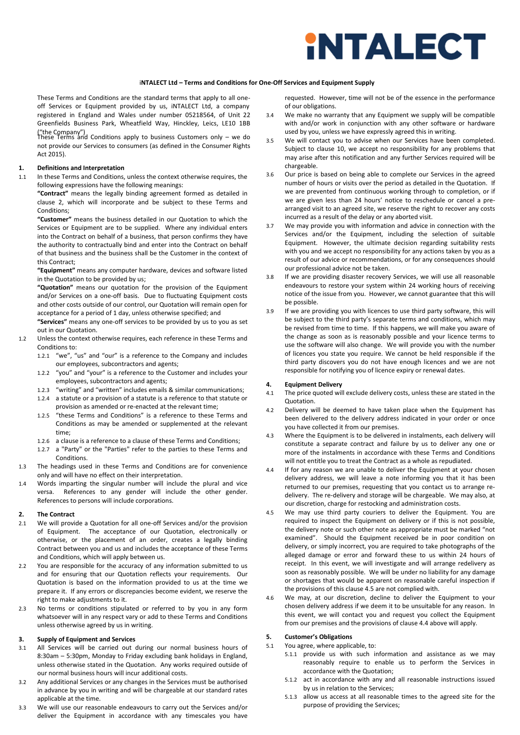# iNTALECT

**iNTALECT Ltd – Terms and Conditions for One-Off Services and Equipment Supply**

These Terms and Conditions are the standard terms that apply to all one-off Services or Equipment provided by us, iNTALECT Ltd, a company registered in England and Wales under number 05218564, of Unit 22 Greenfields Business Park, Wheatfield Way, Hinckley, Leics, LE10 1BB ("the Company")

These Terms and Conditions apply to business Customers only – we do not provide our Services to consumers (as defined in the Consumer Rights Act 2015).

## 1. Definitions and Interpretation

1.1 In these Terms and Conditions, unless the context otherwise requires, the following expressions have the following meanings:

**"Contract"** means the legally binding agreement formed as detailed in clause 2, which will incorporate and be subject to these Terms and Conditions;

**"Customer"** means the business detailed in our Quotation to which the Services or Equipment are to be supplied. Where any individual enters into the Contract on behalf of a business, that person confirms they have the authority to contractually bind and enter into the Contract on behalf of that business and the business shall be the Customer in the context of this Contract;

**"Equipment"** means any computer hardware, devices and software listed in the Quotation to be provided by us;

**"Quotation"** means our quotation for the provision of the Equipment and/or Services on a one-off basis. Due to fluctuating Equipment costs and other costs outside of our control, our Quotation will remain open for acceptance for a period of 1 day, unless otherwise specified; and

**"Services"** means any one-off services to be provided by us to you as set out in our Quotation.

1.2 Unless the context otherwise requires, each reference in these Terms and Conditions to:

- 1.2.1 "we", "us" and "our" is a reference to the Company and includes our employees, subcontractors and agents;
- 1.2.2 "you" and "your" is a reference to the Customer and includes your employees, subcontractors and agents;
- 1.2.3 "writing" and "written" includes emails & similar communications;
- 1.2.4 a statute or a provision of a statute is a reference to that statute or provision as amended or re-enacted at the relevant time;
- 1.2.5 "these Terms and Conditions" is a reference to these Terms and Conditions as may be amended or supplemented at the relevant time;
- 1.2.6 a clause is a reference to a clause of these Terms and Conditions;
- 1.2.7 a "Party" or the "Parties" refer to the parties to these Terms and Conditions.

1.3 The headings used in these Terms and Conditions are for convenience only and will have no effect on their interpretation.

1.4 Words imparting the singular number will include the plural and vice versa. References to any gender will include the other gender. References to persons will include corporations.

## 2. The Contract

2.1 We will provide a Quotation for all one-off Services and/or the provision of Equipment. The acceptance of our Quotation, electronically or otherwise, or the placement of an order, creates a legally binding Contract between you and us and includes the acceptance of these Terms and Conditions, which will apply between us.

2.2 You are responsible for the accuracy of any information submitted to us and for ensuring that our Quotation reflects your requirements. Our Quotation is based on the information provided to us at the time we prepare it. If any errors or discrepancies become evident, we reserve the right to make adjustments to it.

2.3 No terms or conditions stipulated or referred to by you in any form whatsoever will in any respect vary or add to these Terms and Conditions unless otherwise agreed by us in writing.

## 3. Supply of Equipment and Services

3.1 All Services will be carried out during our normal business hours of 8:30am – 5:30pm, Monday to Friday excluding bank holidays in England, unless otherwise stated in the Quotation. Any works required outside of our normal business hours will incur additional costs.

3.2 Any additional Services or any changes in the Services must be authorised in advance by you in writing and will be chargeable at our standard rates applicable at the time.

3.3 We will use our reasonable endeavours to carry out the Services and/or deliver the Equipment in accordance with any timescales you have requested. However, time will not be of the essence in the performance of our obligations.

3.4 We make no warranty that any Equipment we supply will be compatible with and/or work in conjunction with any other software or hardware used by you, unless we have expressly agreed this in writing.

3.5 We will contact you to advise when our Services have been completed. Subject to clause 10, we accept no responsibility for any problems that may arise after this notification and any further Services required will be chargeable.

3.6 Our price is based on being able to complete our Services in the agreed number of hours or visits over the period as detailed in the Quotation. If we are prevented from continuous working through to completion, or if we are given less than 24 hours' notice to reschedule or cancel a pre-arranged visit to an agreed site, we reserve the right to recover any costs incurred as a result of the delay or any aborted visit.

3.7 We may provide you with information and advice in connection with the Services and/or the Equipment, including the selection of suitable Equipment. However, the ultimate decision regarding suitability rests with you and we accept no responsibility for any actions taken by you as a result of our advice or recommendations, or for any consequences should our professional advice not be taken.

3.8 If we are providing disaster recovery Services, we will use all reasonable endeavours to restore your system within 24 working hours of receiving notice of the issue from you. However, we cannot guarantee that this will be possible.

3.9 If we are providing you with licences to use third party software, this will be subject to the third party's separate terms and conditions, which may be revised from time to time. If this happens, we will make you aware of the change as soon as is reasonably possible and your licence terms to use the software will also change. We will provide you with the number of licences you state you require. We cannot be held responsible if the third party discovers you do not have enough licences and we are not responsible for notifying you of licence expiry or renewal dates.

## 4. Equipment Delivery

4.1 The price quoted will exclude delivery costs, unless these are stated in the Quotation.

4.2 Delivery will be deemed to have taken place when the Equipment has been delivered to the delivery address indicated in your order or once you have collected it from our premises.

4.3 Where the Equipment is to be delivered in instalments, each delivery will constitute a separate contract and failure by us to deliver any one or more of the instalments in accordance with these Terms and Conditions will not entitle you to treat the Contract as a whole as repudiated.

4.4 If for any reason we are unable to deliver the Equipment at your chosen delivery address, we will leave a note informing you that it has been returned to our premises, requesting that you contact us to arrange re-delivery. The re-delivery and storage will be chargeable. We may also, at our discretion, charge for restocking and administration costs.

4.5 We may use third party couriers to deliver the Equipment. You are required to inspect the Equipment on delivery or if this is not possible, the delivery note or such other note as appropriate must be marked "not examined". Should the Equipment received be in poor condition on delivery, or simply incorrect, you are required to take photographs of the alleged damage or error and forward these to us within 24 hours of receipt. In this event, we will investigate and will arrange redelivery as soon as reasonably possible. We will be under no liability for any damage or shortages that would be apparent on reasonable careful inspection if the provisions of this clause 4.5 are not complied with.

4.6 We may, at our discretion, decline to deliver the Equipment to your chosen delivery address if we deem it to be unsuitable for any reason. In this event, we will contact you and request you collect the Equipment from our premises and the provisions of clause 4.4 above will apply.

## 5. Customer's Obligations

5.1 You agree, where applicable, to:

- 5.1.1 provide us with such information and assistance as we may reasonably require to enable us to perform the Services in accordance with the Quotation;
- 5.1.2 act in accordance with any and all reasonable instructions issued by us in relation to the Services;
- 5.1.3 allow us access at all reasonable times to the agreed site for the purpose of providing the Services;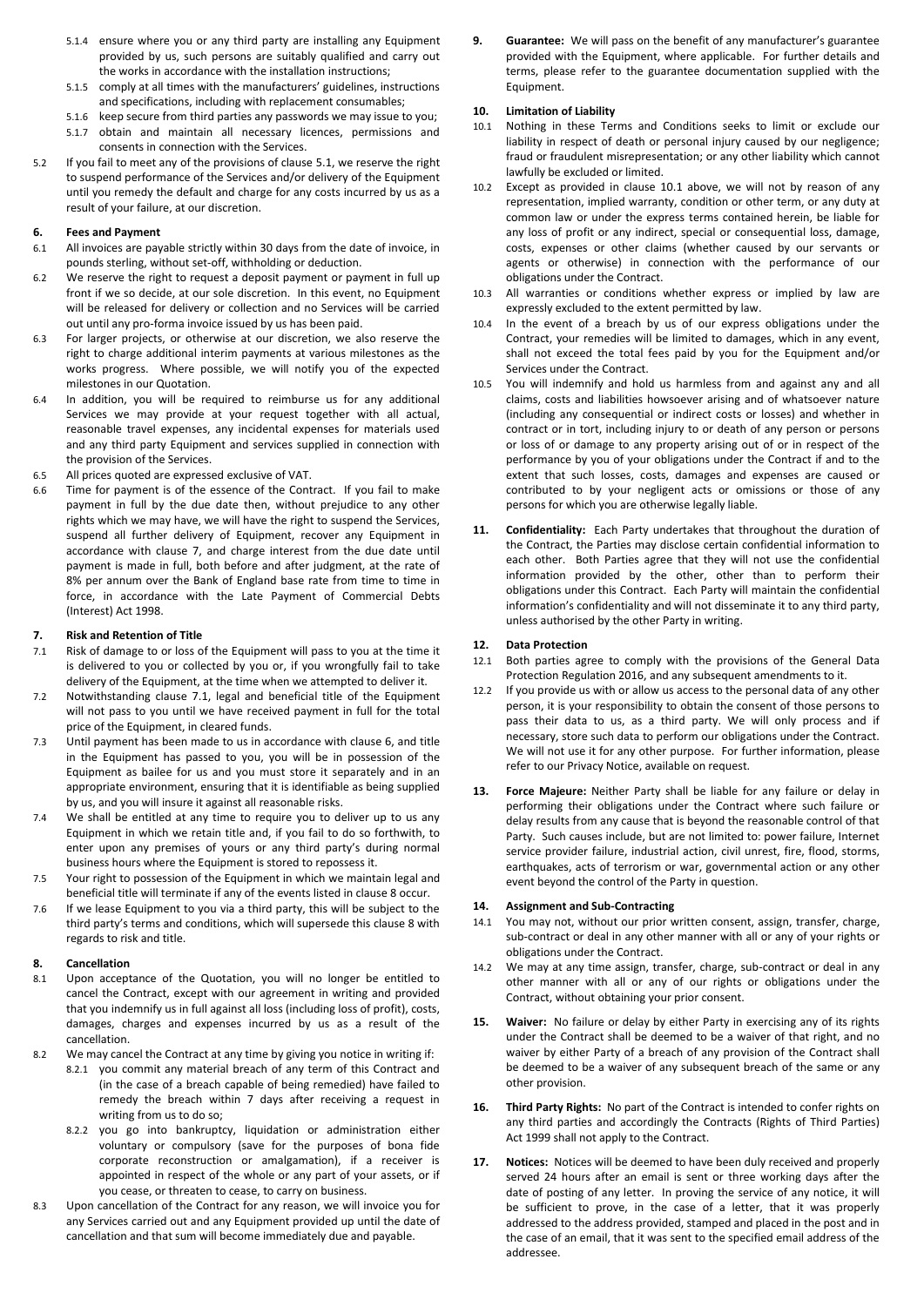5.1.4 ensure where you or any third party are installing any Equipment provided by us, such persons are suitably qualified and carry out the works in accordance with the installation instructions;

5.1.5 comply at all times with the manufacturers' guidelines, instructions and specifications, including with replacement consumables;

5.1.6 keep secure from third parties any passwords we may issue to you;

5.1.7 obtain and maintain all necessary licences, permissions and consents in connection with the Services.

5.2 If you fail to meet any of the provisions of clause 5.1, we reserve the right to suspend performance of the Services and/or delivery of the Equipment until you remedy the default and charge for any costs incurred by us as a result of your failure, at our discretion.

## 6. Fees and Payment

6.1 All invoices are payable strictly within 30 days from the date of invoice, in pounds sterling, without set-off, withholding or deduction.

6.2 We reserve the right to request a deposit payment or payment in full up front if we so decide, at our sole discretion. In this event, no Equipment will be released for delivery or collection and no Services will be carried out until any pro-forma invoice issued by us has been paid.

6.3 For larger projects, or otherwise at our discretion, we also reserve the right to charge additional interim payments at various milestones as the works progress. Where possible, we will notify you of the expected milestones in our Quotation.

6.4 In addition, you will be required to reimburse us for any additional Services we may provide at your request together with all actual, reasonable travel expenses, any incidental expenses for materials used and any third party Equipment and services supplied in connection with the provision of the Services.

6.5 All prices quoted are expressed exclusive of VAT.

6.6 Time for payment is of the essence of the Contract. If you fail to make payment in full by the due date then, without prejudice to any other rights which we may have, we will have the right to suspend the Services, suspend all further delivery of Equipment, recover any Equipment in accordance with clause 7, and charge interest from the due date until payment is made in full, both before and after judgment, at the rate of 8% per annum over the Bank of England base rate from time to time in force, in accordance with the Late Payment of Commercial Debts (Interest) Act 1998.

## 7. Risk and Retention of Title

7.1 Risk of damage to or loss of the Equipment will pass to you at the time it is delivered to you or collected by you or, if you wrongfully fail to take delivery of the Equipment, at the time when we attempted to deliver it.

7.2 Notwithstanding clause 7.1, legal and beneficial title of the Equipment will not pass to you until we have received payment in full for the total price of the Equipment, in cleared funds.

7.3 Until payment has been made to us in accordance with clause 6, and title in the Equipment has passed to you, you will be in possession of the Equipment as bailee for us and you must store it separately and in an appropriate environment, ensuring that it is identifiable as being supplied by us, and you will insure it against all reasonable risks.

7.4 We shall be entitled at any time to require you to deliver up to us any Equipment in which we retain title and, if you fail to do so forthwith, to enter upon any premises of yours or any third party's during normal business hours where the Equipment is stored to repossess it.

7.5 Your right to possession of the Equipment in which we maintain legal and beneficial title will terminate if any of the events listed in clause 8 occur.

7.6 If we lease Equipment to you via a third party, this will be subject to the third party's terms and conditions, which will supersede this clause 8 with regards to risk and title.

## 8. Cancellation

8.1 Upon acceptance of the Quotation, you will no longer be entitled to cancel the Contract, except with our agreement in writing and provided that you indemnify us in full against all loss (including loss of profit), costs, damages, charges and expenses incurred by us as a result of the cancellation.

8.2 We may cancel the Contract at any time by giving you notice in writing if:

8.2.1 you commit any material breach of any term of this Contract and (in the case of a breach capable of being remedied) have failed to remedy the breach within 7 days after receiving a request in writing from us to do so;

8.2.2 you go into bankruptcy, liquidation or administration either voluntary or compulsory (save for the purposes of bona fide corporate reconstruction or amalgamation), if a receiver is appointed in respect of the whole or any part of your assets, or if you cease, or threaten to cease, to carry on business.

8.3 Upon cancellation of the Contract for any reason, we will invoice you for any Services carried out and any Equipment provided up until the date of cancellation and that sum will become immediately due and payable.

**9. Guarantee:** We will pass on the benefit of any manufacturer's guarantee provided with the Equipment, where applicable. For further details and terms, please refer to the guarantee documentation supplied with the Equipment.

## 10. Limitation of Liability

10.1 Nothing in these Terms and Conditions seeks to limit or exclude our liability in respect of death or personal injury caused by our negligence; fraud or fraudulent misrepresentation; or any other liability which cannot lawfully be excluded or limited.

10.2 Except as provided in clause 10.1 above, we will not by reason of any representation, implied warranty, condition or other term, or any duty at common law or under the express terms contained herein, be liable for any loss of profit or any indirect, special or consequential loss, damage, costs, expenses or other claims (whether caused by our servants or agents or otherwise) in connection with the performance of our obligations under the Contract.

10.3 All warranties or conditions whether express or implied by law are expressly excluded to the extent permitted by law.

10.4 In the event of a breach by us of our express obligations under the Contract, your remedies will be limited to damages, which in any event, shall not exceed the total fees paid by you for the Equipment and/or Services under the Contract.

10.5 You will indemnify and hold us harmless from and against any and all claims, costs and liabilities howsoever arising and of whatsoever nature (including any consequential or indirect costs or losses) and whether in contract or in tort, including injury to or death of any person or persons or loss of or damage to any property arising out of or in respect of the performance by you of your obligations under the Contract if and to the extent that such losses, costs, damages and expenses are caused or contributed to by your negligent acts or omissions or those of any persons for which you are otherwise legally liable.

**11. Confidentiality:** Each Party undertakes that throughout the duration of the Contract, the Parties may disclose certain confidential information to each other. Both Parties agree that they will not use the confidential information provided by the other, other than to perform their obligations under this Contract. Each Party will maintain the confidential information's confidentiality and will not disseminate it to any third party, unless authorised by the other Party in writing.

## 12. Data Protection

12.1 Both parties agree to comply with the provisions of the General Data Protection Regulation 2016, and any subsequent amendments to it.

12.2 If you provide us with or allow us access to the personal data of any other person, it is your responsibility to obtain the consent of those persons to pass their data to us, as a third party. We will only process and if necessary, store such data to perform our obligations under the Contract. We will not use it for any other purpose. For further information, please refer to our Privacy Notice, available on request.

**13. Force Majeure:** Neither Party shall be liable for any failure or delay in performing their obligations under the Contract where such failure or delay results from any cause that is beyond the reasonable control of that Party. Such causes include, but are not limited to: power failure, Internet service provider failure, industrial action, civil unrest, fire, flood, storms, earthquakes, acts of terrorism or war, governmental action or any other event beyond the control of the Party in question.

## 14. Assignment and Sub-Contracting

14.1 You may not, without our prior written consent, assign, transfer, charge, sub-contract or deal in any other manner with all or any of your rights or obligations under the Contract.

14.2 We may at any time assign, transfer, charge, sub-contract or deal in any other manner with all or any of our rights or obligations under the Contract, without obtaining your prior consent.

**15. Waiver:** No failure or delay by either Party in exercising any of its rights under the Contract shall be deemed to be a waiver of that right, and no waiver by either Party of a breach of any provision of the Contract shall be deemed to be a waiver of any subsequent breach of the same or any other provision.

**16. Third Party Rights:** No part of the Contract is intended to confer rights on any third parties and accordingly the Contracts (Rights of Third Parties) Act 1999 shall not apply to the Contract.

**17. Notices:** Notices will be deemed to have been duly received and properly served 24 hours after an email is sent or three working days after the date of posting of any letter. In proving the service of any notice, it will be sufficient to prove, in the case of a letter, that it was properly addressed to the address provided, stamped and placed in the post and in the case of an email, that it was sent to the specified email address of the addressee.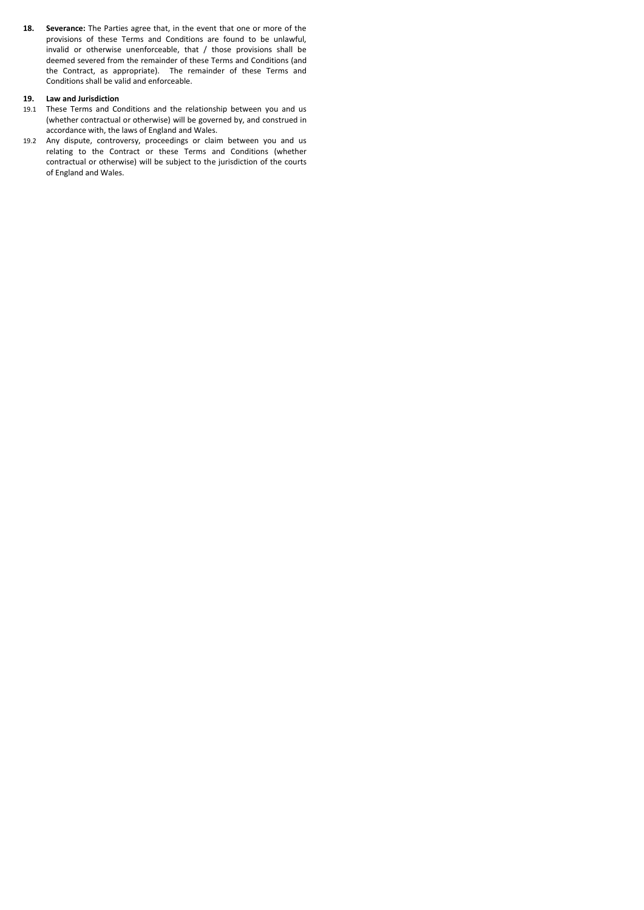**18. Severance:** The Parties agree that, in the event that one or more of the provisions of these Terms and Conditions are found to be unlawful, invalid or otherwise unenforceable, that / those provisions shall be deemed severed from the remainder of these Terms and Conditions (and the Contract, as appropriate). The remainder of these Terms and Conditions shall be valid and enforceable.

**19. Law and Jurisdiction**

19.1 These Terms and Conditions and the relationship between you and us (whether contractual or otherwise) will be governed by, and construed in accordance with, the laws of England and Wales.

19.2 Any dispute, controversy, proceedings or claim between you and us relating to the Contract or these Terms and Conditions (whether contractual or otherwise) will be subject to the jurisdiction of the courts of England and Wales.